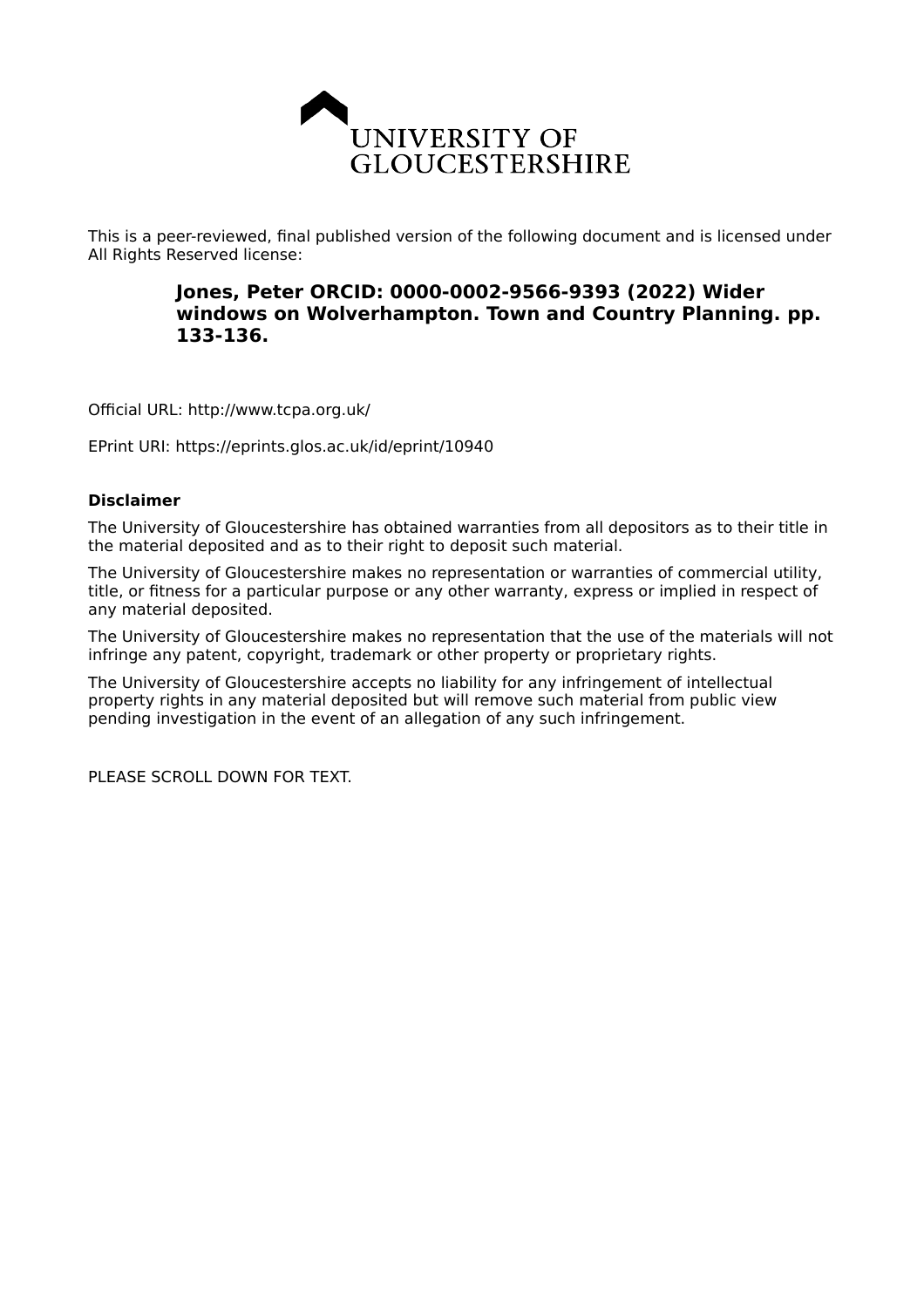UNIVERSITY OF GLOUCESTERSHIRE

This is a peer-reviewed, final published version of the following document and is licensed under All Rights Reserved license:

**Jones, Peter ORCID: 0000-0002-9566-9393 (2022) Wider windows on Wolverhampton. Town and Country Planning. pp. 133-136.**

Official URL: http://www.tcpa.org.uk/

EPrint URI: https://eprints.glos.ac.uk/id/eprint/10940

**Disclaimer**

The University of Gloucestershire has obtained warranties from all depositors as to their title in the material deposited and as to their right to deposit such material.

The University of Gloucestershire makes no representation or warranties of commercial utility, title, or fitness for a particular purpose or any other warranty, express or implied in respect of any material deposited.

The University of Gloucestershire makes no representation that the use of the materials will not infringe any patent, copyright, trademark or other property or proprietary rights.

The University of Gloucestershire accepts no liability for any infringement of intellectual property rights in any material deposited but will remove such material from public view pending investigation in the event of an allegation of any such infringement.

PLEASE SCROLL DOWN FOR TEXT.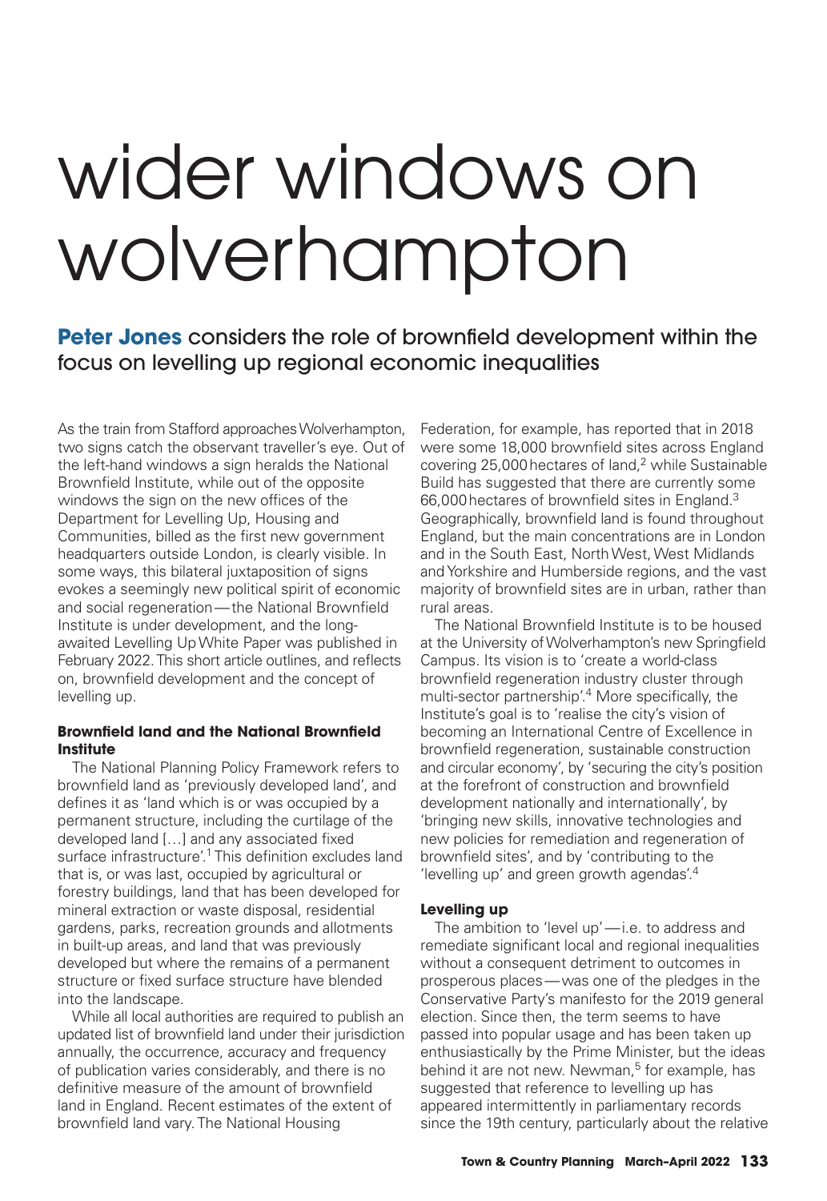# wider windows on wolverhampton

**Peter Jones** considers the role of brownfield development within the focus on levelling up regional economic inequalities

As the train from Stafford approaches Wolverhampton, two signs catch the observant traveller's eye. Out of the left-hand windows a sign heralds the National Brownfield Institute, while out of the opposite windows the sign on the new offices of the Department for Levelling Up, Housing and Communities, billed as the first new government headquarters outside London, is clearly visible. In some ways, this bilateral juxtaposition of signs evokes a seemingly new political spirit of economic and social regeneration — the National Brownfield Institute is under development, and the long-awaited Levelling Up White Paper was published in February 2022. This short article outlines, and reflects on, brownfield development and the concept of levelling up.

### Brownfield land and the National Brownfield Institute

The National Planning Policy Framework refers to brownfield land as 'previously developed land', and defines it as 'land which is or was occupied by a permanent structure, including the curtilage of the developed land […] and any associated fixed surface infrastructure'.[1] This definition excludes land that is, or was last, occupied by agricultural or forestry buildings, land that has been developed for mineral extraction or waste disposal, residential gardens, parks, recreation grounds and allotments in built-up areas, and land that was previously developed but where the remains of a permanent structure or fixed surface structure have blended into the landscape.

While all local authorities are required to publish an updated list of brownfield land under their jurisdiction annually, the occurrence, accuracy and frequency of publication varies considerably, and there is no definitive measure of the amount of brownfield land in England. Recent estimates of the extent of brownfield land vary. The National Housing Federation, for example, has reported that in 2018 were some 18,000 brownfield sites across England covering 25,000 hectares of land,[2] while Sustainable Build has suggested that there are currently some 66,000 hectares of brownfield sites in England.[3] Geographically, brownfield land is found throughout England, but the main concentrations are in London and in the South East, North West, West Midlands and Yorkshire and Humberside regions, and the vast majority of brownfield sites are in urban, rather than rural areas.

The National Brownfield Institute is to be housed at the University of Wolverhampton's new Springfield Campus. Its vision is to 'create a world-class brownfield regeneration industry cluster through multi-sector partnership'.[4] More specifically, the Institute's goal is to 'realise the city's vision of becoming an International Centre of Excellence in brownfield regeneration, sustainable construction and circular economy', by 'securing the city's position at the forefront of construction and brownfield development nationally and internationally', by 'bringing new skills, innovative technologies and new policies for remediation and regeneration of brownfield sites', and by 'contributing to the 'levelling up' and green growth agendas'.[4]

### Levelling up

The ambition to 'level up' — i.e. to address and remediate significant local and regional inequalities without a consequent detriment to outcomes in prosperous places — was one of the pledges in the Conservative Party's manifesto for the 2019 general election. Since then, the term seems to have passed into popular usage and has been taken up enthusiastically by the Prime Minister, but the ideas behind it are not new. Newman,[5] for example, has suggested that reference to levelling up has appeared intermittently in parliamentary records since the 19th century, particularly about the relative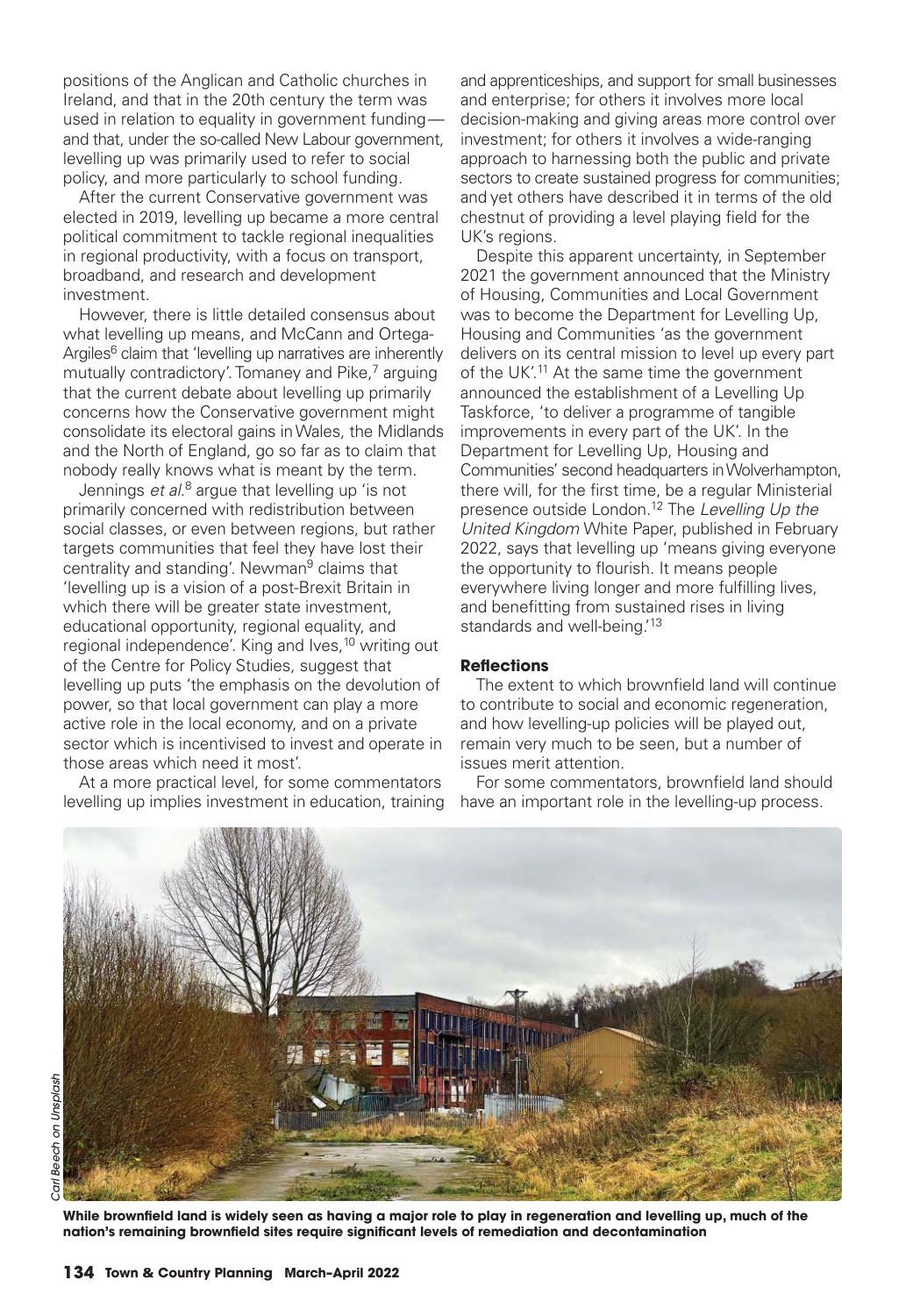positions of the Anglican and Catholic churches in Ireland, and that in the 20th century the term was used in relation to equality in government funding—and that, under the so-called New Labour government, levelling up was primarily used to refer to social policy, and more particularly to school funding.

After the current Conservative government was elected in 2019, levelling up became a more central political commitment to tackle regional inequalities in regional productivity, with a focus on transport, broadband, and research and development investment.

However, there is little detailed consensus about what levelling up means, and McCann and Ortega-Argiles[6] claim that 'levelling up narratives are inherently mutually contradictory'. Tomaney and Pike,[7] arguing that the current debate about levelling up primarily concerns how the Conservative government might consolidate its electoral gains in Wales, the Midlands and the North of England, go so far as to claim that nobody really knows what is meant by the term.

Jennings *et al.*[8] argue that levelling up 'is not primarily concerned with redistribution between social classes, or even between regions, but rather targets communities that feel they have lost their centrality and standing'. Newman[9] claims that 'levelling up is a vision of a post-Brexit Britain in which there will be greater state investment, educational opportunity, regional equality, and regional independence'. King and Ives,[10] writing out of the Centre for Policy Studies, suggest that levelling up puts 'the emphasis on the devolution of power, so that local government can play a more active role in the local economy, and on a private sector which is incentivised to invest and operate in those areas which need it most'.

At a more practical level, for some commentators levelling up implies investment in education, training and apprenticeships, and support for small businesses and enterprise; for others it involves more local decision-making and giving areas more control over investment; for others it involves a wide-ranging approach to harnessing both the public and private sectors to create sustained progress for communities; and yet others have described it in terms of the old chestnut of providing a level playing field for the UK's regions.

Despite this apparent uncertainty, in September 2021 the government announced that the Ministry of Housing, Communities and Local Government was to become the Department for Levelling Up, Housing and Communities 'as the government delivers on its central mission to level up every part of the UK'.[11] At the same time the government announced the establishment of a Levelling Up Taskforce, 'to deliver a programme of tangible improvements in every part of the UK'. In the Department for Levelling Up, Housing and Communities' second headquarters in Wolverhampton, there will, for the first time, be a regular Ministerial presence outside London.[12] The *Levelling Up the United Kingdom* White Paper, published in February 2022, says that levelling up 'means giving everyone the opportunity to flourish. It means people everywhere living longer and more fulfilling lives, and benefitting from sustained rises in living standards and well-being.'[13]

### Reflections

The extent to which brownfield land will continue to contribute to social and economic regeneration, and how levelling-up policies will be played out, remain very much to be seen, but a number of issues merit attention.

For some commentators, brownfield land should have an important role in the levelling-up process.

*Carl Beech on Unsplash*

**While brownfield land is widely seen as having a major role to play in regeneration and levelling up, much of the nation's remaining brownfield sites require significant levels of remediation and decontamination**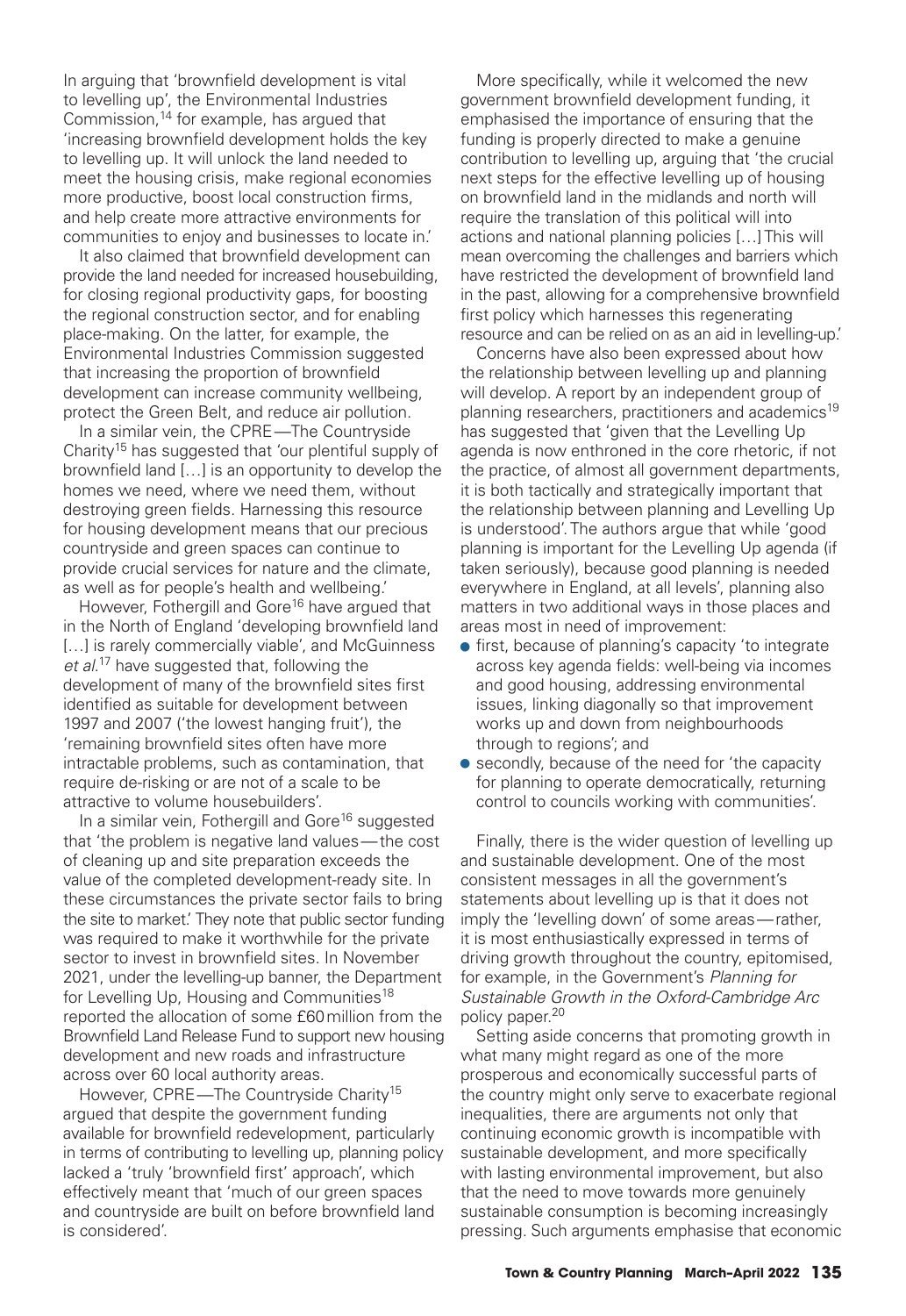In arguing that 'brownfield development is vital to levelling up', the Environmental Industries Commission,[14] for example, has argued that 'increasing brownfield development holds the key to levelling up. It will unlock the land needed to meet the housing crisis, make regional economies more productive, boost local construction firms, and help create more attractive environments for communities to enjoy and businesses to locate in.'

It also claimed that brownfield development can provide the land needed for increased housebuilding, for closing regional productivity gaps, for boosting the regional construction sector, and for enabling place-making. On the latter, for example, the Environmental Industries Commission suggested that increasing the proportion of brownfield development can increase community wellbeing, protect the Green Belt, and reduce air pollution.

In a similar vein, the CPRE—The Countryside Charity[15] has suggested that 'our plentiful supply of brownfield land […] is an opportunity to develop the homes we need, where we need them, without destroying green fields. Harnessing this resource for housing development means that our precious countryside and green spaces can continue to provide crucial services for nature and the climate, as well as for people's health and wellbeing.'

However, Fothergill and Gore[16] have argued that in the North of England 'developing brownfield land […] is rarely commercially viable', and McGuinness *et al.*[17] have suggested that, following the development of many of the brownfield sites first identified as suitable for development between 1997 and 2007 ('the lowest hanging fruit'), the 'remaining brownfield sites often have more intractable problems, such as contamination, that require de-risking or are not of a scale to be attractive to volume housebuilders'.

In a similar vein, Fothergill and Gore[16] suggested that 'the problem is negative land values—the cost of cleaning up and site preparation exceeds the value of the completed development-ready site. In these circumstances the private sector fails to bring the site to market.' They note that public sector funding was required to make it worthwhile for the private sector to invest in brownfield sites. In November 2021, under the levelling-up banner, the Department for Levelling Up, Housing and Communities[18] reported the allocation of some £60 million from the Brownfield Land Release Fund to support new housing development and new roads and infrastructure across over 60 local authority areas.

However, CPRE—The Countryside Charity[15] argued that despite the government funding available for brownfield redevelopment, particularly in terms of contributing to levelling up, planning policy lacked a 'truly 'brownfield first' approach', which effectively meant that 'much of our green spaces and countryside are built on before brownfield land is considered'.

More specifically, while it welcomed the new government brownfield development funding, it emphasised the importance of ensuring that the funding is properly directed to make a genuine contribution to levelling up, arguing that 'the crucial next steps for the effective levelling up of housing on brownfield land in the midlands and north will require the translation of this political will into actions and national planning policies […] This will mean overcoming the challenges and barriers which have restricted the development of brownfield land in the past, allowing for a comprehensive brownfield first policy which harnesses this regenerating resource and can be relied on as an aid in levelling-up.'

Concerns have also been expressed about how the relationship between levelling up and planning will develop. A report by an independent group of planning researchers, practitioners and academics[19] has suggested that 'given that the Levelling Up agenda is now enthroned in the core rhetoric, if not the practice, of almost all government departments, it is both tactically and strategically important that the relationship between planning and Levelling Up is understood'. The authors argue that while 'good planning is important for the Levelling Up agenda (if taken seriously), because good planning is needed everywhere in England, at all levels', planning also matters in two additional ways in those places and areas most in need of improvement:

- first, because of planning's capacity 'to integrate across key agenda fields: well-being via incomes and good housing, addressing environmental issues, linking diagonally so that improvement works up and down from neighbourhoods through to regions'; and
- secondly, because of the need for 'the capacity for planning to operate democratically, returning control to councils working with communities'.

Finally, there is the wider question of levelling up and sustainable development. One of the most consistent messages in all the government's statements about levelling up is that it does not imply the 'levelling down' of some areas—rather, it is most enthusiastically expressed in terms of driving growth throughout the country, epitomised, for example, in the Government's *Planning for Sustainable Growth in the Oxford-Cambridge Arc* policy paper.[20]

Setting aside concerns that promoting growth in what many might regard as one of the more prosperous and economically successful parts of the country might only serve to exacerbate regional inequalities, there are arguments not only that continuing economic growth is incompatible with sustainable development, and more specifically with lasting environmental improvement, but also that the need to move towards more genuinely sustainable consumption is becoming increasingly pressing. Such arguments emphasise that economic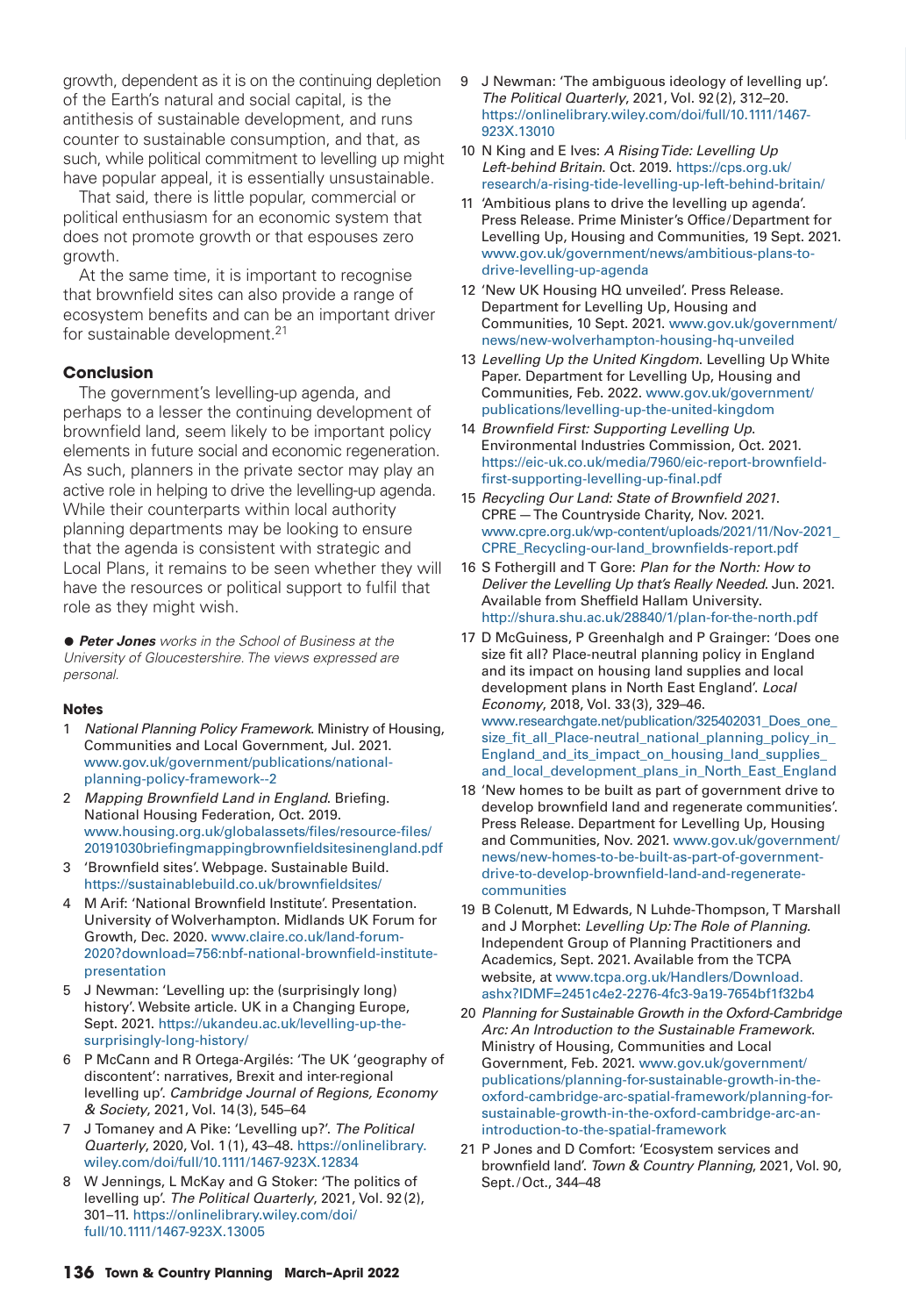growth, dependent as it is on the continuing depletion of the Earth's natural and social capital, is the antithesis of sustainable development, and runs counter to sustainable consumption, and that, as such, while political commitment to levelling up might have popular appeal, it is essentially unsustainable.

That said, there is little popular, commercial or political enthusiasm for an economic system that does not promote growth or that espouses zero growth.

At the same time, it is important to recognise that brownfield sites can also provide a range of ecosystem benefits and can be an important driver for sustainable development.[21]

## Conclusion

The government's levelling-up agenda, and perhaps to a lesser the continuing development of brownfield land, seem likely to be important policy elements in future social and economic regeneration. As such, planners in the private sector may play an active role in helping to drive the levelling-up agenda. While their counterparts within local authority planning departments may be looking to ensure that the agenda is consistent with strategic and Local Plans, it remains to be seen whether they will have the resources or political support to fulfil that role as they might wish.

● ***Peter Jones*** *works in the School of Business at the University of Gloucestershire. The views expressed are personal.*

### Notes

1. *National Planning Policy Framework*. Ministry of Housing, Communities and Local Government, Jul. 2021. www.gov.uk/government/publications/national-planning-policy-framework--2
2. *Mapping Brownfield Land in England*. Briefing. National Housing Federation, Oct. 2019. www.housing.org.uk/globalassets/files/resource-files/20191030briefingmappingbrownfieldsitesinengland.pdf
3. 'Brownfield sites'. Webpage. Sustainable Build. https://sustainablebuild.co.uk/brownfieldsites/
4. M Arif: 'National Brownfield Institute'. Presentation. University of Wolverhampton. Midlands UK Forum for Growth, Dec. 2020. www.claire.co.uk/land-forum-2020?download=756:nbf-national-brownfield-institute-presentation
5. J Newman: 'Levelling up: the (surprisingly long) history'. Website article. UK in a Changing Europe, Sept. 2021. https://ukandeu.ac.uk/levelling-up-the-surprisingly-long-history/
6. P McCann and R Ortega-Argilés: 'The UK 'geography of discontent': narratives, Brexit and inter-regional levelling up'. *Cambridge Journal of Regions, Economy & Society*, 2021, Vol. 14 (3), 545–64
7. J Tomaney and A Pike: 'Levelling up?'. *The Political Quarterly*, 2020, Vol. 1 (1), 43–48. https://onlinelibrary.wiley.com/doi/full/10.1111/1467-923X.12834
8. W Jennings, L McKay and G Stoker: 'The politics of levelling up'. *The Political Quarterly*, 2021, Vol. 92 (2), 301–11. https://onlinelibrary.wiley.com/doi/full/10.1111/1467-923X.13005
9. J Newman: 'The ambiguous ideology of levelling up'. *The Political Quarterly*, 2021, Vol. 92 (2), 312–20. https://onlinelibrary.wiley.com/doi/full/10.1111/1467-923X.13010
10. N King and E Ives: *A Rising Tide: Levelling Up Left-behind Britain*. Oct. 2019. https://cps.org.uk/research/a-rising-tide-levelling-up-left-behind-britain/
11. 'Ambitious plans to drive the levelling up agenda'. Press Release. Prime Minister's Office/Department for Levelling Up, Housing and Communities, 19 Sept. 2021. www.gov.uk/government/news/ambitious-plans-to-drive-levelling-up-agenda
12. 'New UK Housing HQ unveiled'. Press Release. Department for Levelling Up, Housing and Communities, 10 Sept. 2021. www.gov.uk/government/news/new-wolverhampton-housing-hq-unveiled
13. *Levelling Up the United Kingdom*. Levelling Up White Paper. Department for Levelling Up, Housing and Communities, Feb. 2022. www.gov.uk/government/publications/levelling-up-the-united-kingdom
14. *Brownfield First: Supporting Levelling Up*. Environmental Industries Commission, Oct. 2021. https://eic-uk.co.uk/media/7960/eic-report-brownfield-first-supporting-levelling-up-final.pdf
15. *Recycling Our Land: State of Brownfield 2021*. CPRE — The Countryside Charity, Nov. 2021. www.cpre.org.uk/wp-content/uploads/2021/11/Nov-2021_CPRE_Recycling-our-land_brownfields-report.pdf
16. S Fothergill and T Gore: *Plan for the North: How to Deliver the Levelling Up that's Really Needed*. Jun. 2021. Available from Sheffield Hallam University. http://shura.shu.ac.uk/28840/1/plan-for-the-north.pdf
17. D McGuiness, P Greenhalgh and P Grainger: 'Does one size fit all? Place-neutral planning policy in England and its impact on housing land supplies and local development plans in North East England'. *Local Economy*, 2018, Vol. 33 (3), 329–46. www.researchgate.net/publication/325402031_Does_one_size_fit_all_Place-neutral_national_planning_policy_in_England_and_its_impact_on_housing_land_supplies_and_local_development_plans_in_North_East_England
18. 'New homes to be built as part of government drive to develop brownfield land and regenerate communities'. Press Release. Department for Levelling Up, Housing and Communities, Nov. 2021. www.gov.uk/government/news/new-homes-to-be-built-as-part-of-government-drive-to-develop-brownfield-land-and-regenerate-communities
19. B Colenutt, M Edwards, N Luhde-Thompson, T Marshall and J Morphet: *Levelling Up: The Role of Planning*. Independent Group of Planning Practitioners and Academics, Sept. 2021. Available from the TCPA website, at www.tcpa.org.uk/Handlers/Download.ashx?IDMF=2451c4e2-2276-4fc3-9a19-7654bf1f32b4
20. *Planning for Sustainable Growth in the Oxford-Cambridge Arc: An Introduction to the Sustainable Framework*. Ministry of Housing, Communities and Local Government, Feb. 2021. www.gov.uk/government/publications/planning-for-sustainable-growth-in-the-oxford-cambridge-arc-spatial-framework/planning-for-sustainable-growth-in-the-oxford-cambridge-arc-an-introduction-to-the-spatial-framework
21. P Jones and D Comfort: 'Ecosystem services and brownfield land'. *Town & Country Planning*, 2021, Vol. 90, Sept./Oct., 344–48